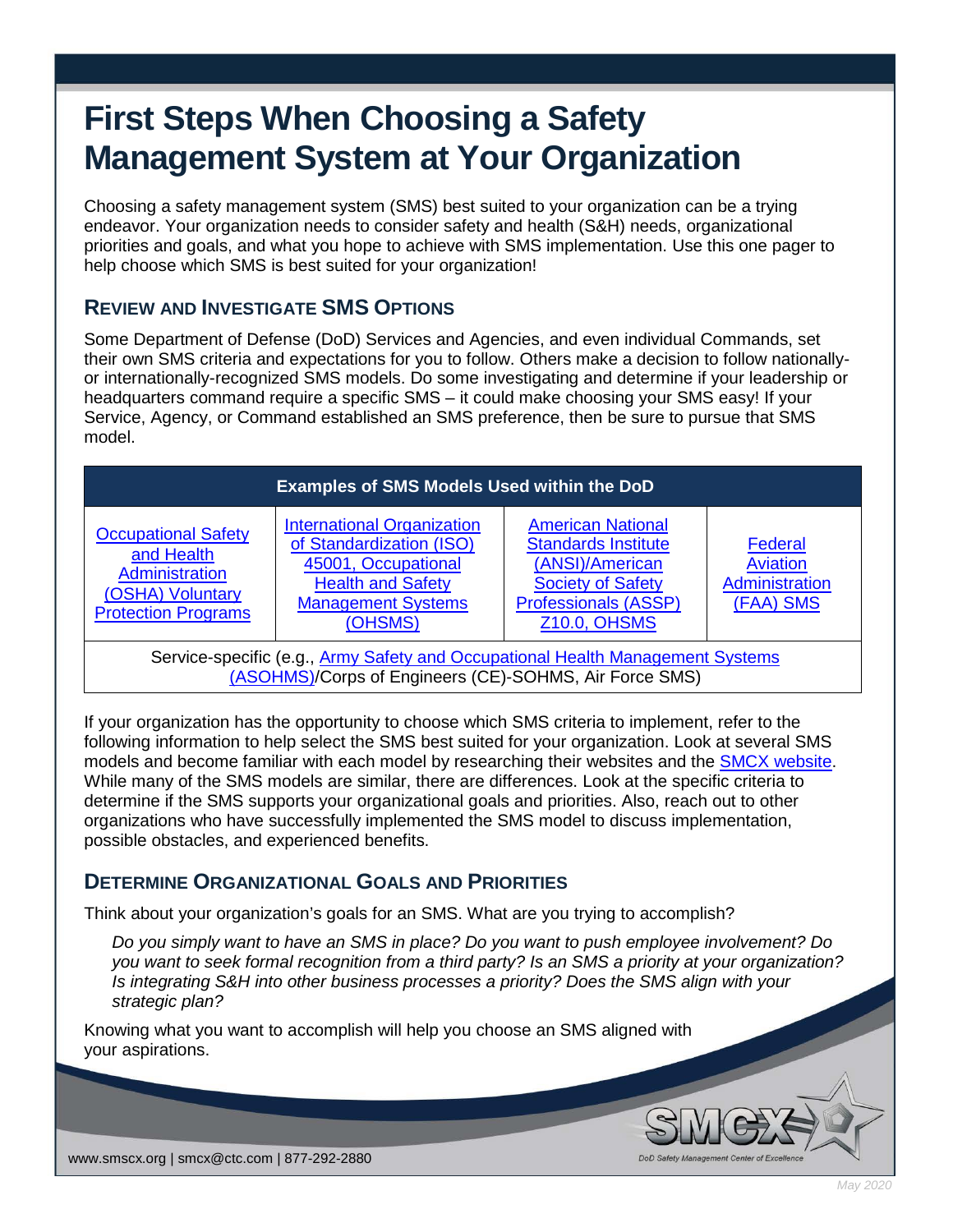# First Steps When Choosing a Safety Management System at Your Organization

Choosing a safety management system (SMS) best suited to your organization can be a trying endeavor. Your organization needs to consider safety and health (S&H) needs, organizational priorities and goals, and what you hope to achieve with SMS implementation. Use this one pager to help choose which SMS is best suited for your organization!

## Review and Investigate SMS Options

Some Department of Defense (DoD) Services and Agencies, and even individual Commands, set their own SMS criteria and expectations for you to follow. Others make a decision to follow nationally- or internationally-recognized SMS models. Do some investigating and determine if your leadership or headquarters command require a specific SMS – it could make choosing your SMS easy! If your Service, Agency, or Command established an SMS preference, then be sure to pursue that SMS model.

| Examples of SMS Models Used within the DoD | | | |
|---|---|---|---|
| Occupational Safety and Health Administration (OSHA) Voluntary Protection Programs | International Organization of Standardization (ISO) 45001, Occupational Health and Safety Management Systems (OHSMS) | American National Standards Institute (ANSI)/American Society of Safety Professionals (ASSP) Z10.0, OHSMS | Federal Aviation Administration (FAA) SMS |
| Service-specific (e.g., Army Safety and Occupational Health Management Systems (ASOHMS)/Corps of Engineers (CE)-SOHMS, Air Force SMS) | | | |

If your organization has the opportunity to choose which SMS criteria to implement, refer to the following information to help select the SMS best suited for your organization. Look at several SMS models and become familiar with each model by researching their websites and the SMCX website. While many of the SMS models are similar, there are differences. Look at the specific criteria to determine if the SMS supports your organizational goals and priorities. Also, reach out to other organizations who have successfully implemented the SMS model to discuss implementation, possible obstacles, and experienced benefits.

## Determine Organizational Goals and Priorities

Think about your organization's goals for an SMS. What are you trying to accomplish?

*Do you simply want to have an SMS in place? Do you want to push employee involvement? Do you want to seek formal recognition from a third party? Is an SMS a priority at your organization? Is integrating S&H into other business processes a priority? Does the SMS align with your strategic plan?*

Knowing what you want to accomplish will help you choose an SMS aligned with your aspirations.

www.smscx.org | smcx@ctc.com | 877-292-2880

SMCX DoD Safety Management Center of Excellence

May 2020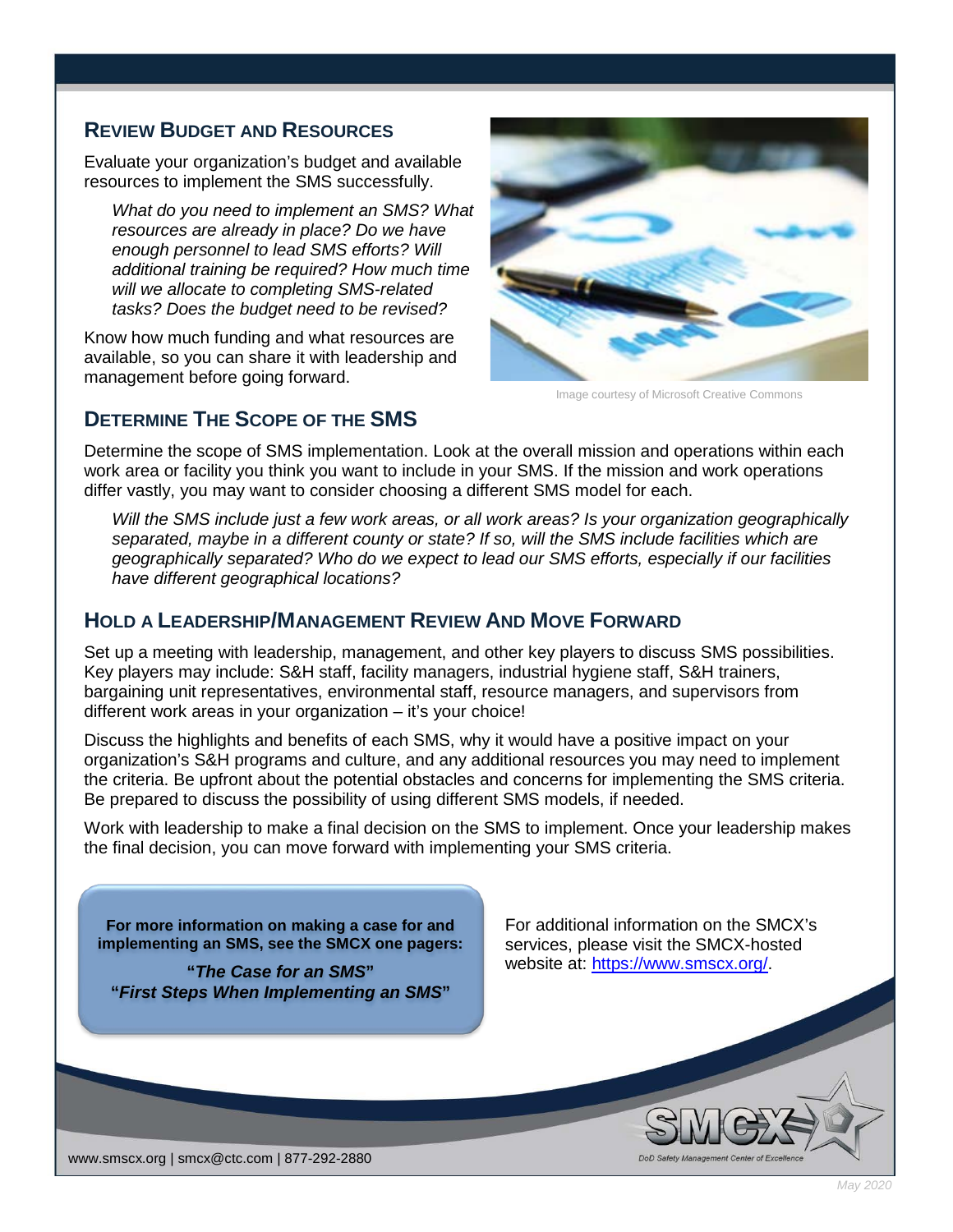## Review Budget and Resources

Evaluate your organization's budget and available resources to implement the SMS successfully.

> *What do you need to implement an SMS? What resources are already in place? Do we have enough personnel to lead SMS efforts? Will additional training be required? How much time will we allocate to completing SMS-related tasks? Does the budget need to be revised?*

Know how much funding and what resources are available, so you can share it with leadership and management before going forward.

Image courtesy of Microsoft Creative Commons

## Determine The Scope of the SMS

Determine the scope of SMS implementation. Look at the overall mission and operations within each work area or facility you think you want to include in your SMS. If the mission and work operations differ vastly, you may want to consider choosing a different SMS model for each.

> *Will the SMS include just a few work areas, or all work areas? Is your organization geographically separated, maybe in a different county or state? If so, will the SMS include facilities which are geographically separated? Who do we expect to lead our SMS efforts, especially if our facilities have different geographical locations?*

## Hold a Leadership/Management Review And Move Forward

Set up a meeting with leadership, management, and other key players to discuss SMS possibilities. Key players may include: S&H staff, facility managers, industrial hygiene staff, S&H trainers, bargaining unit representatives, environmental staff, resource managers, and supervisors from different work areas in your organization – it's your choice!

Discuss the highlights and benefits of each SMS, why it would have a positive impact on your organization's S&H programs and culture, and any additional resources you may need to implement the criteria. Be upfront about the potential obstacles and concerns for implementing the SMS criteria. Be prepared to discuss the possibility of using different SMS models, if needed.

Work with leadership to make a final decision on the SMS to implement. Once your leadership makes the final decision, you can move forward with implementing your SMS criteria.

**For more information on making a case for and implementing an SMS, see the SMCX one pagers:**

**"*The Case for an SMS*"**
**"*First Steps When Implementing an SMS*"**

For additional information on the SMCX's services, please visit the SMCX-hosted website at: https://www.smscx.org/.

www.smscx.org | smcx@ctc.com | 877-292-2880

SMCX DoD Safety Management Center of Excellence

*May 2020*